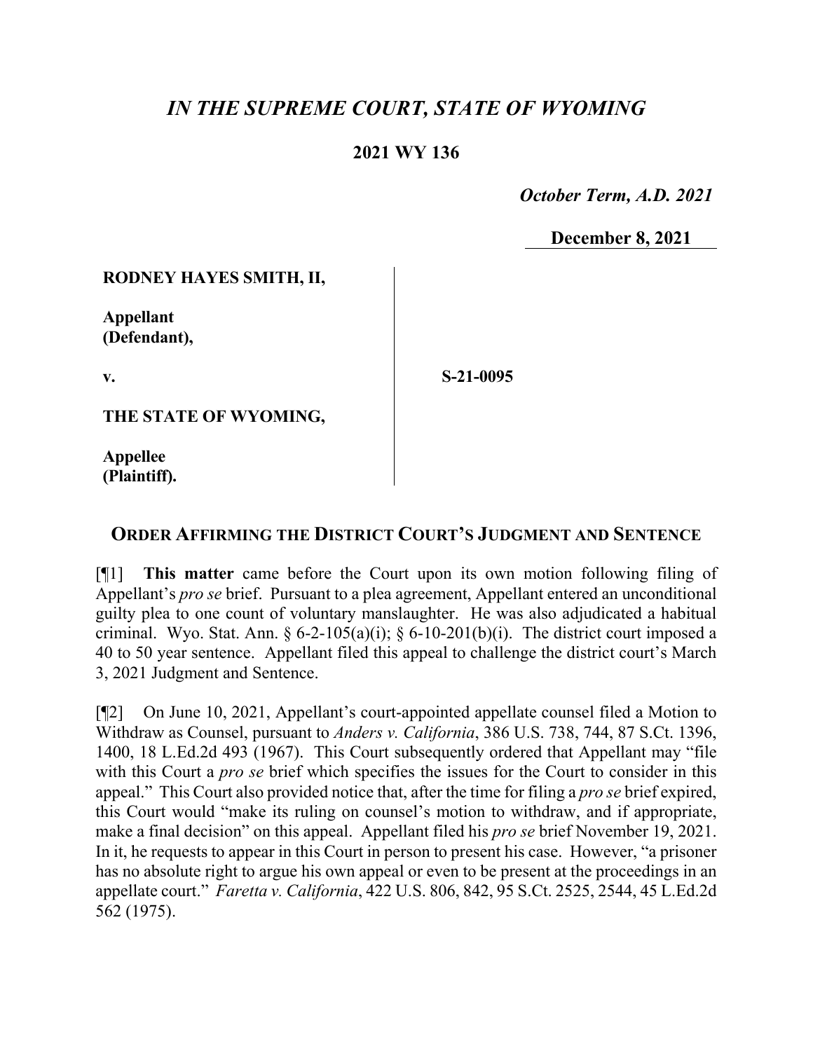# *IN THE SUPREME COURT, STATE OF WYOMING*

**2021 WY 136**

*October Term, A.D. 2021*

**December 8, 2021**

| | |
|---|---|
| **RODNEY HAYES SMITH, II,**<br><br>**Appellant (Defendant),**<br><br>**v.**<br><br>**THE STATE OF WYOMING,**<br><br>**Appellee (Plaintiff).** | **S-21-0095** |

## ORDER AFFIRMING THE DISTRICT COURT'S JUDGMENT AND SENTENCE

[¶1] **This matter** came before the Court upon its own motion following filing of Appellant's *pro se* brief. Pursuant to a plea agreement, Appellant entered an unconditional guilty plea to one count of voluntary manslaughter. He was also adjudicated a habitual criminal. Wyo. Stat. Ann. § 6-2-105(a)(i); § 6-10-201(b)(i). The district court imposed a 40 to 50 year sentence. Appellant filed this appeal to challenge the district court's March 3, 2021 Judgment and Sentence.

[¶2] On June 10, 2021, Appellant's court-appointed appellate counsel filed a Motion to Withdraw as Counsel, pursuant to *Anders v. California*, 386 U.S. 738, 744, 87 S.Ct. 1396, 1400, 18 L.Ed.2d 493 (1967). This Court subsequently ordered that Appellant may "file with this Court a *pro se* brief which specifies the issues for the Court to consider in this appeal." This Court also provided notice that, after the time for filing a *pro se* brief expired, this Court would "make its ruling on counsel's motion to withdraw, and if appropriate, make a final decision" on this appeal. Appellant filed his *pro se* brief November 19, 2021. In it, he requests to appear in this Court in person to present his case. However, "a prisoner has no absolute right to argue his own appeal or even to be present at the proceedings in an appellate court." *Faretta v. California*, 422 U.S. 806, 842, 95 S.Ct. 2525, 2544, 45 L.Ed.2d 562 (1975).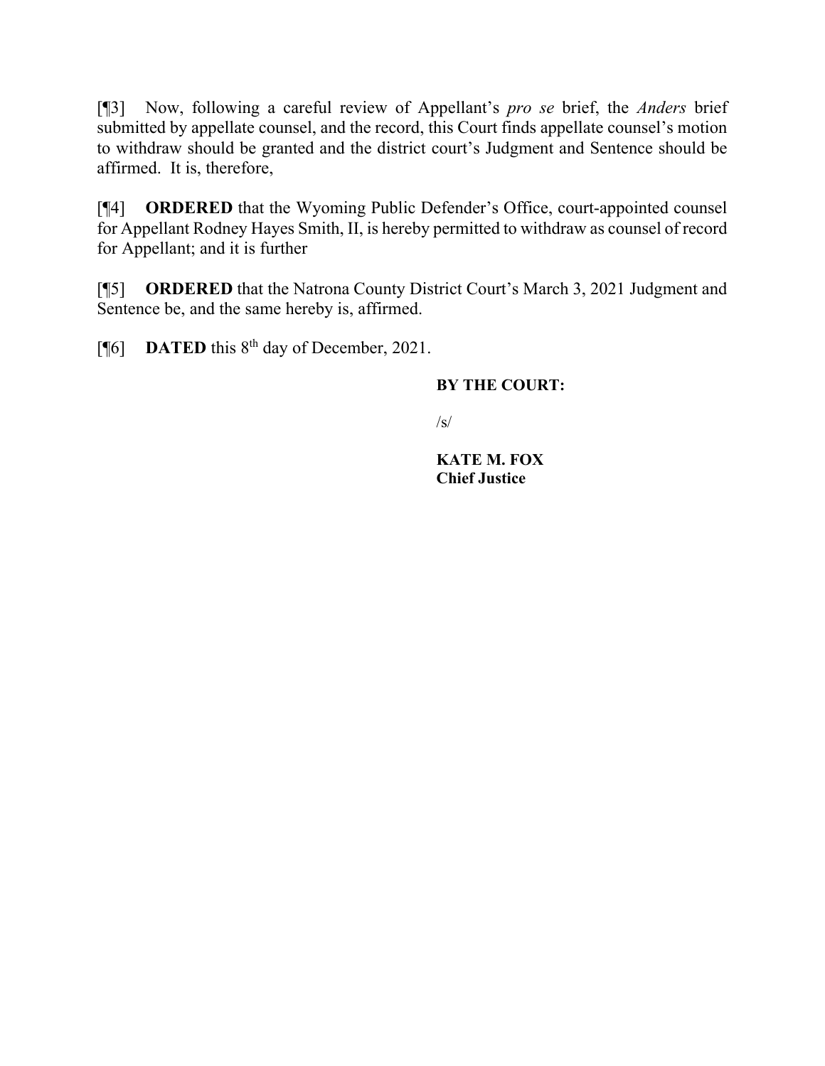[¶3] Now, following a careful review of Appellant's *pro se* brief, the *Anders* brief submitted by appellate counsel, and the record, this Court finds appellate counsel's motion to withdraw should be granted and the district court's Judgment and Sentence should be affirmed. It is, therefore,

[¶4] **ORDERED** that the Wyoming Public Defender's Office, court-appointed counsel for Appellant Rodney Hayes Smith, II, is hereby permitted to withdraw as counsel of record for Appellant; and it is further

[¶5] **ORDERED** that the Natrona County District Court's March 3, 2021 Judgment and Sentence be, and the same hereby is, affirmed.

[¶6] **DATED** this 8th day of December, 2021.

**BY THE COURT:**

/s/

**KATE M. FOX**
**Chief Justice**